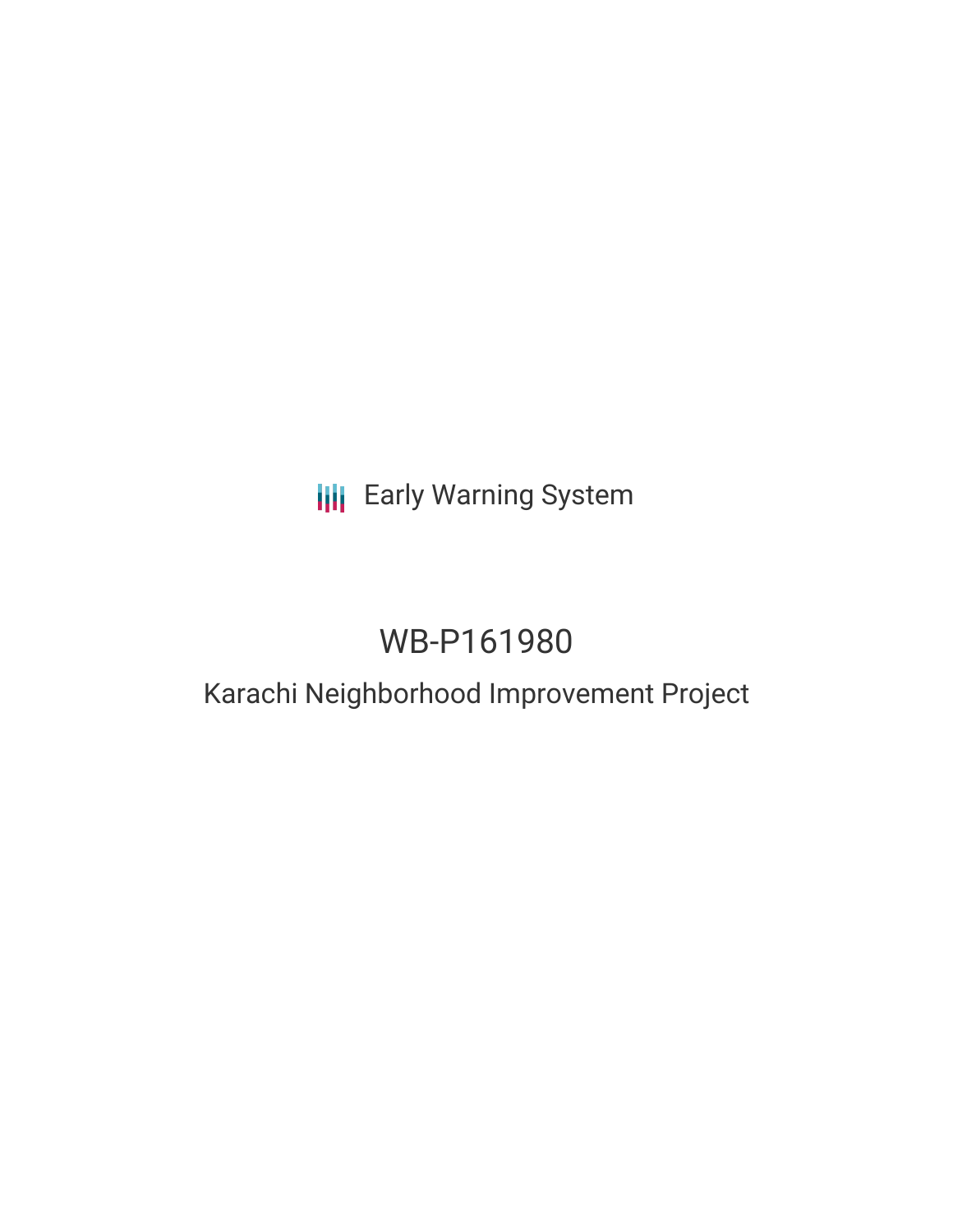Early Warning System

# WB-P161980

## Karachi Neighborhood Improvement Project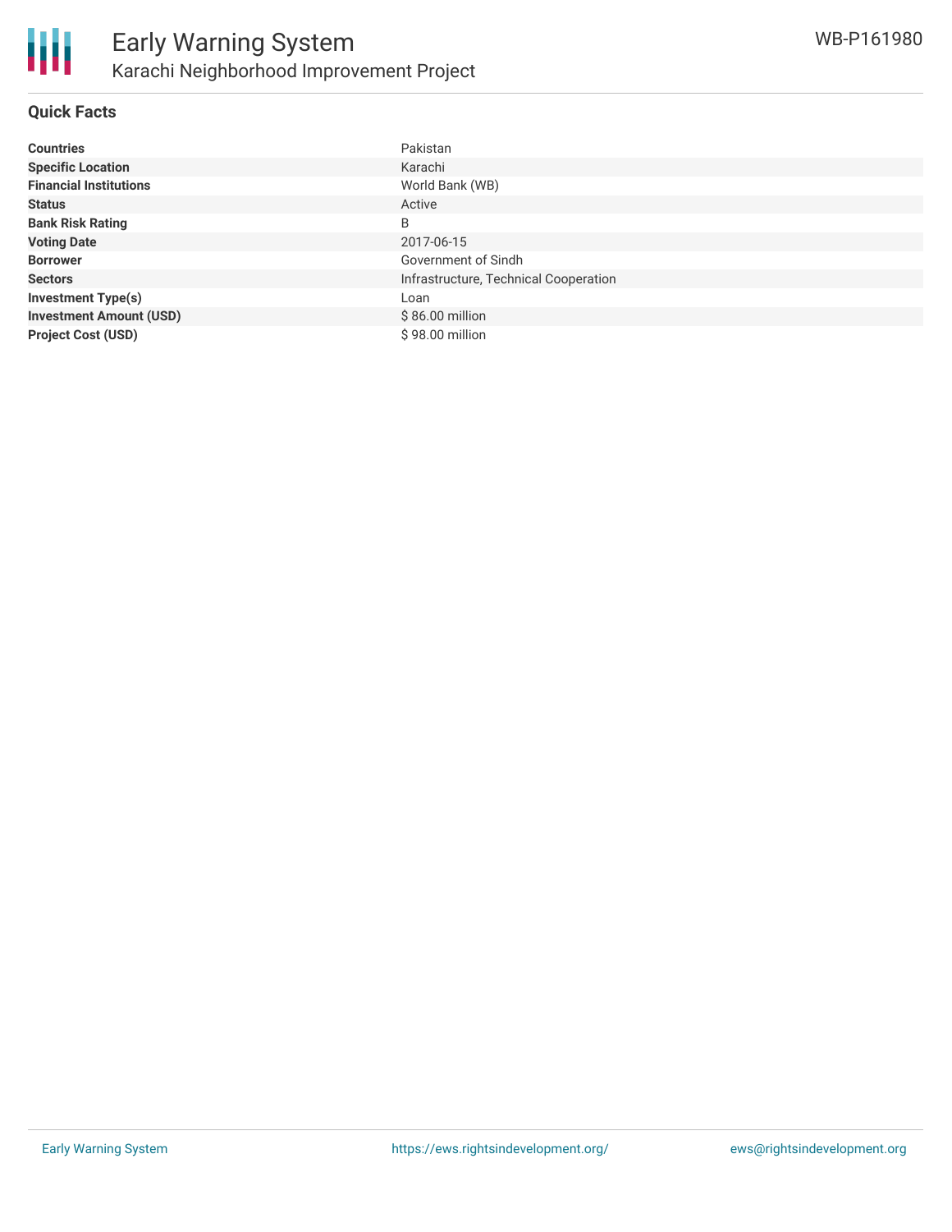## Quick Facts

| | |
|---|---|
| **Countries** | Pakistan |
| **Specific Location** | Karachi |
| **Financial Institutions** | World Bank (WB) |
| **Status** | Active |
| **Bank Risk Rating** | B |
| **Voting Date** | 2017-06-15 |
| **Borrower** | Government of Sindh |
| **Sectors** | Infrastructure, Technical Cooperation |
| **Investment Type(s)** | Loan |
| **Investment Amount (USD)** | $ 86.00 million |
| **Project Cost (USD)** | $ 98.00 million |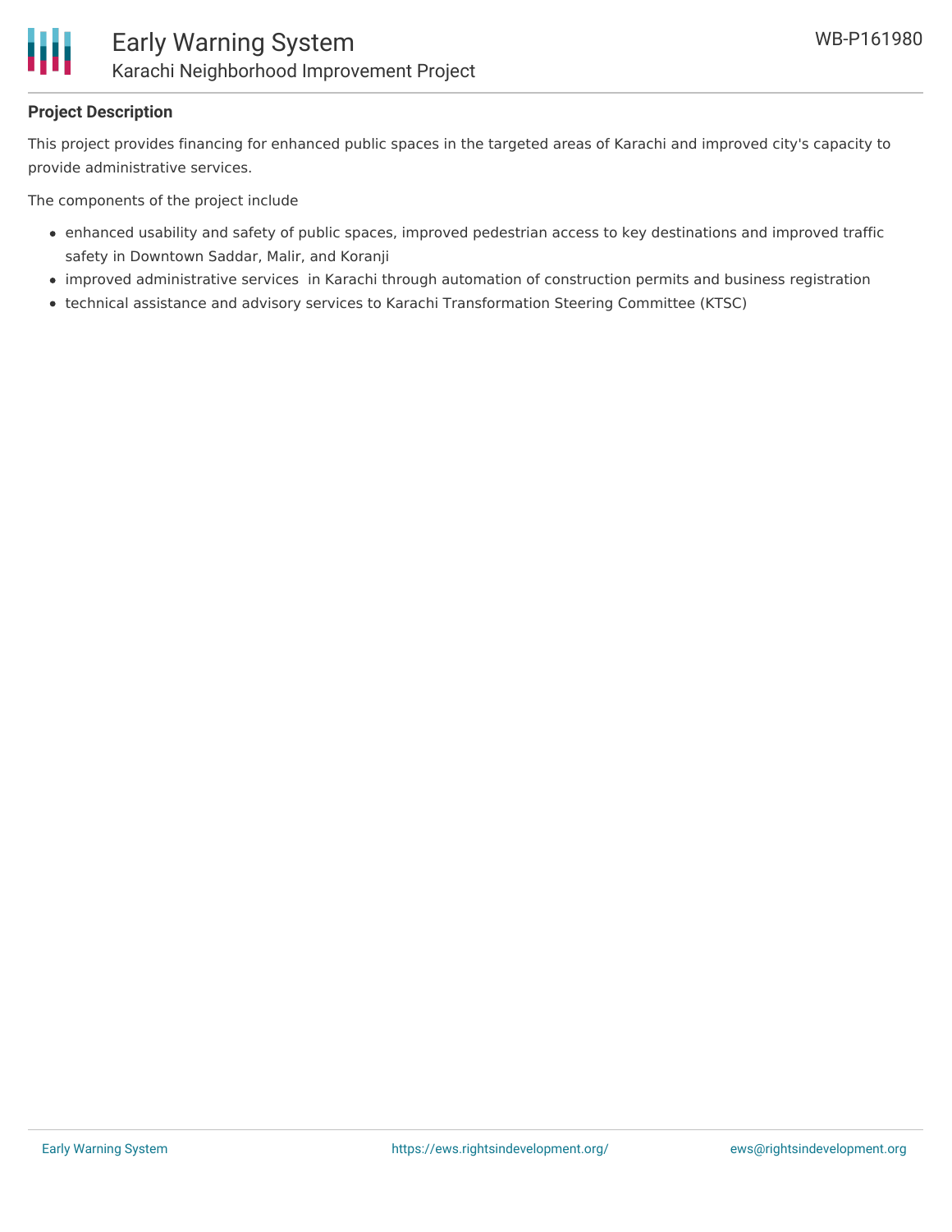### Project Description

This project provides financing for enhanced public spaces in the targeted areas of Karachi and improved city's capacity to provide administrative services.

The components of the project include

- enhanced usability and safety of public spaces, improved pedestrian access to key destinations and improved traffic safety in Downtown Saddar, Malir, and Koranji
- improved administrative services in Karachi through automation of construction permits and business registration
- technical assistance and advisory services to Karachi Transformation Steering Committee (KTSC)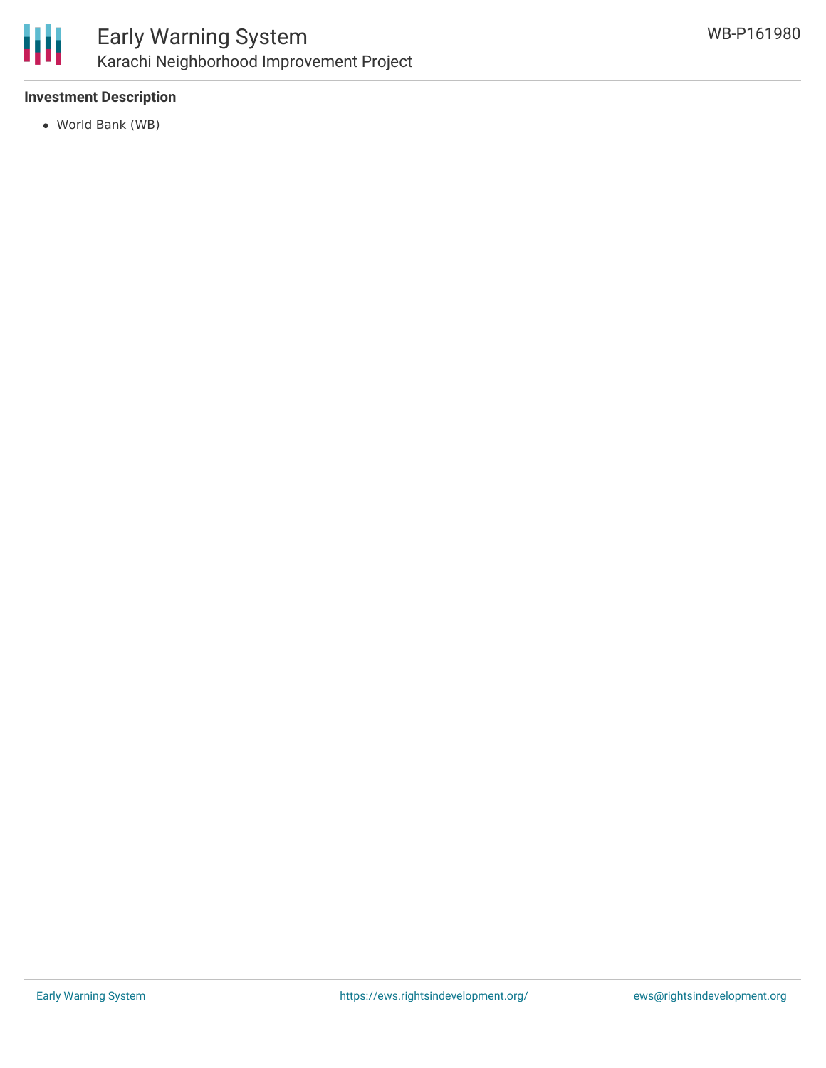### Investment Description

- World Bank (WB)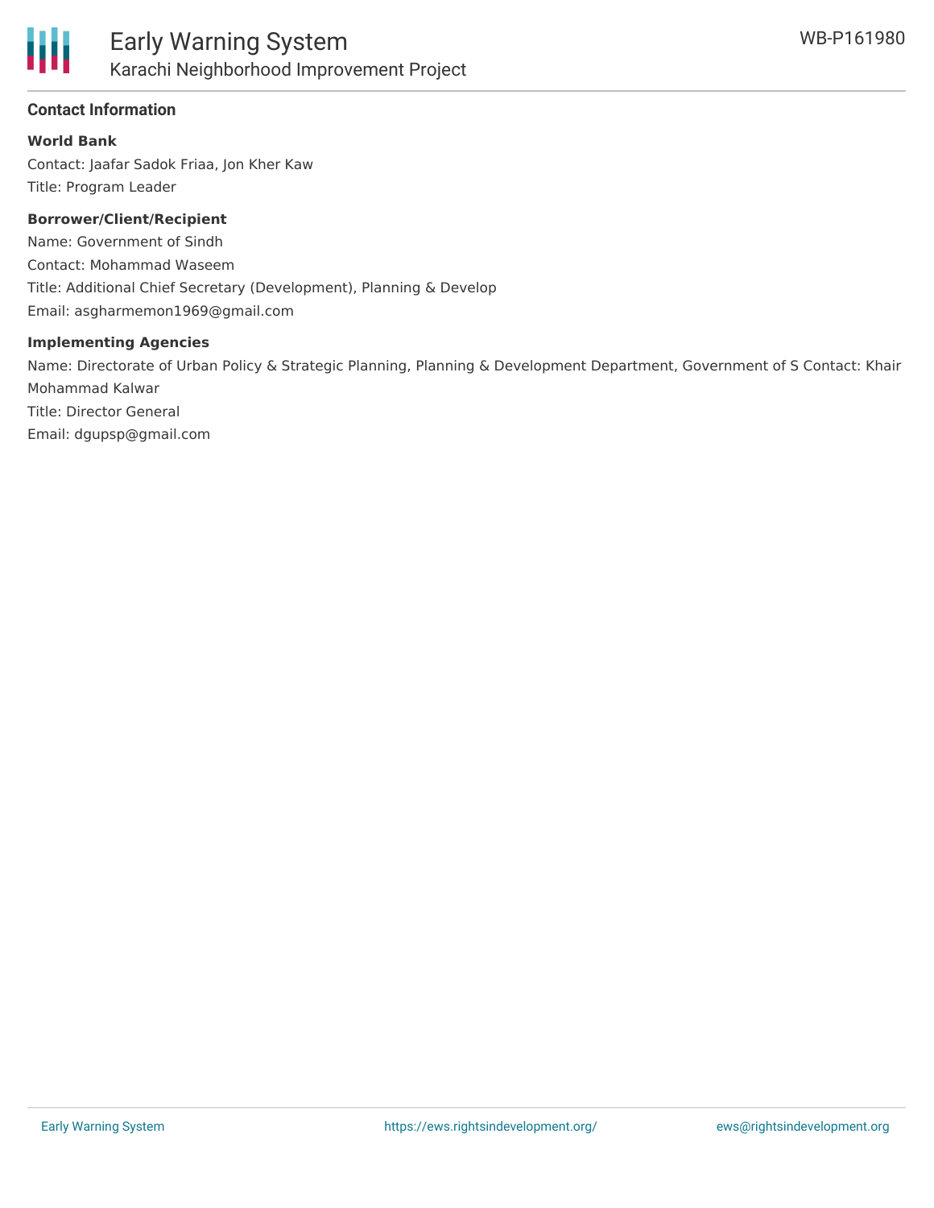## Contact Information

**World Bank**

Contact: Jaafar Sadok Friaa, Jon Kher Kaw

Title: Program Leader

**Borrower/Client/Recipient**

Name: Government of Sindh

Contact: Mohammad Waseem

Title: Additional Chief Secretary (Development), Planning & Develop

Email: asgharmemon1969@gmail.com

**Implementing Agencies**

Name: Directorate of Urban Policy & Strategic Planning, Planning & Development Department, Government of S Contact: Khair Mohammad Kalwar

Title: Director General

Email: dgupsp@gmail.com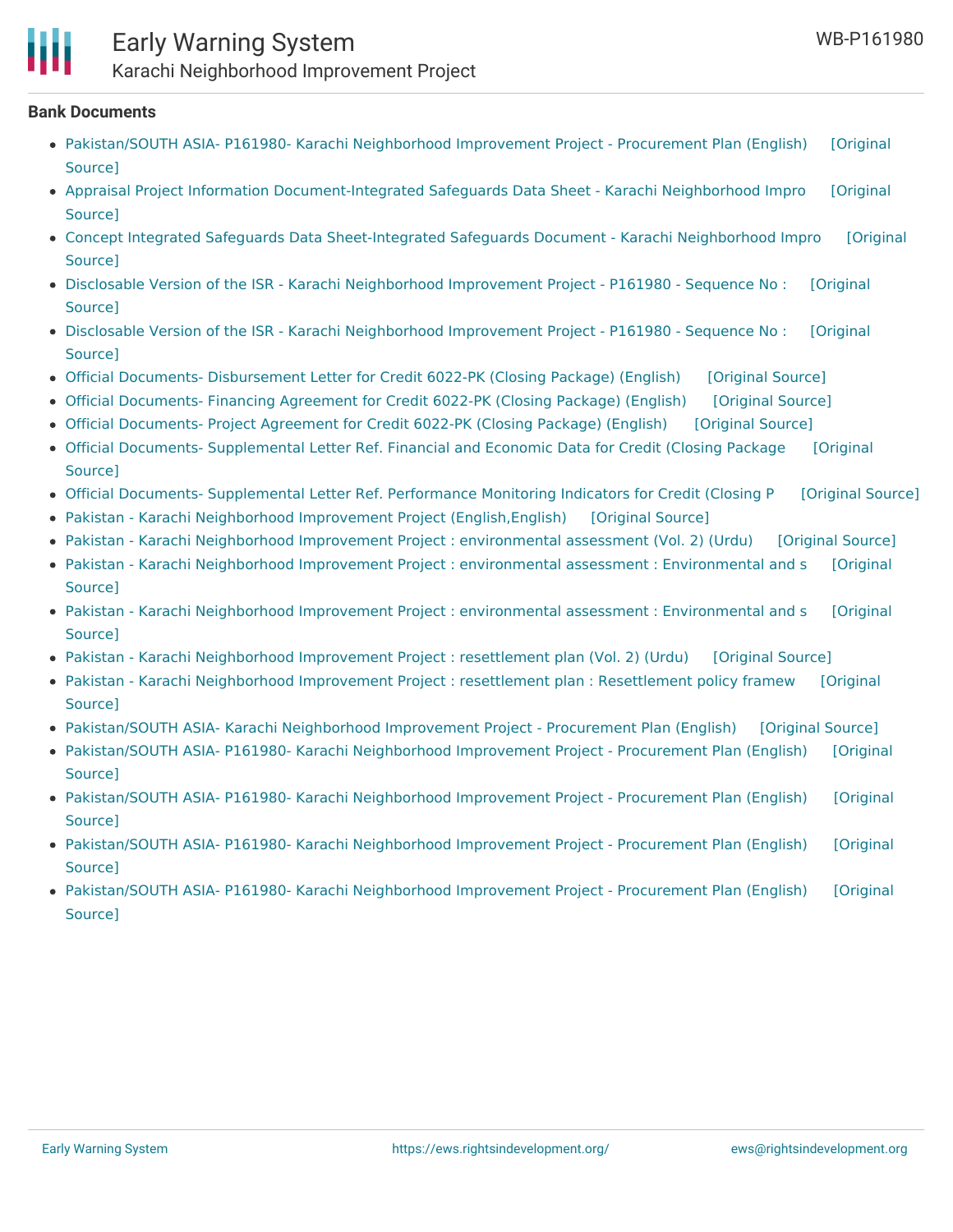**Bank Documents**

- Pakistan/SOUTH ASIA- P161980- Karachi Neighborhood Improvement Project - Procurement Plan (English) [Original Source]
- Appraisal Project Information Document-Integrated Safeguards Data Sheet - Karachi Neighborhood Impro [Original Source]
- Concept Integrated Safeguards Data Sheet-Integrated Safeguards Document - Karachi Neighborhood Impro [Original Source]
- Disclosable Version of the ISR - Karachi Neighborhood Improvement Project - P161980 - Sequence No : [Original Source]
- Disclosable Version of the ISR - Karachi Neighborhood Improvement Project - P161980 - Sequence No : [Original Source]
- Official Documents- Disbursement Letter for Credit 6022-PK (Closing Package) (English) [Original Source]
- Official Documents- Financing Agreement for Credit 6022-PK (Closing Package) (English) [Original Source]
- Official Documents- Project Agreement for Credit 6022-PK (Closing Package) (English) [Original Source]
- Official Documents- Supplemental Letter Ref. Financial and Economic Data for Credit (Closing Package [Original Source]
- Official Documents- Supplemental Letter Ref. Performance Monitoring Indicators for Credit (Closing P [Original Source]
- Pakistan - Karachi Neighborhood Improvement Project (English,English) [Original Source]
- Pakistan - Karachi Neighborhood Improvement Project : environmental assessment (Vol. 2) (Urdu) [Original Source]
- Pakistan - Karachi Neighborhood Improvement Project : environmental assessment : Environmental and s [Original Source]
- Pakistan - Karachi Neighborhood Improvement Project : environmental assessment : Environmental and s [Original Source]
- Pakistan - Karachi Neighborhood Improvement Project : resettlement plan (Vol. 2) (Urdu) [Original Source]
- Pakistan - Karachi Neighborhood Improvement Project : resettlement plan : Resettlement policy framew [Original Source]
- Pakistan/SOUTH ASIA- Karachi Neighborhood Improvement Project - Procurement Plan (English) [Original Source]
- Pakistan/SOUTH ASIA- P161980- Karachi Neighborhood Improvement Project - Procurement Plan (English) [Original Source]
- Pakistan/SOUTH ASIA- P161980- Karachi Neighborhood Improvement Project - Procurement Plan (English) [Original Source]
- Pakistan/SOUTH ASIA- P161980- Karachi Neighborhood Improvement Project - Procurement Plan (English) [Original Source]
- Pakistan/SOUTH ASIA- P161980- Karachi Neighborhood Improvement Project - Procurement Plan (English) [Original Source]